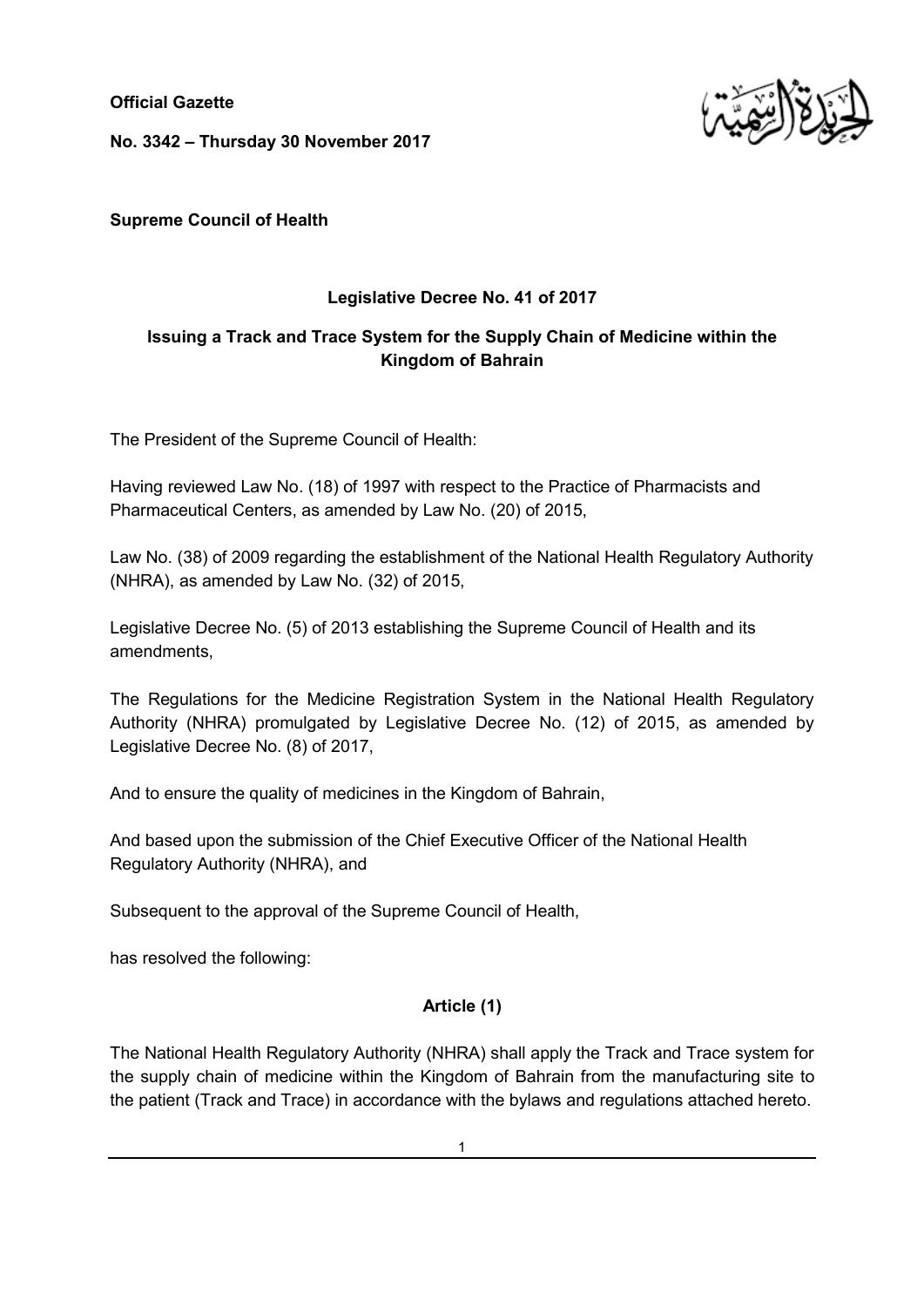**Official Gazette**

**No. 3342 – Thursday 30 November 2017**

**Supreme Council of Health**

## Legislative Decree No. 41 of 2017

## Issuing a Track and Trace System for the Supply Chain of Medicine within the Kingdom of Bahrain

The President of the Supreme Council of Health:

Having reviewed Law No. (18) of 1997 with respect to the Practice of Pharmacists and Pharmaceutical Centers, as amended by Law No. (20) of 2015,

Law No. (38) of 2009 regarding the establishment of the National Health Regulatory Authority (NHRA), as amended by Law No. (32) of 2015,

Legislative Decree No. (5) of 2013 establishing the Supreme Council of Health and its amendments,

The Regulations for the Medicine Registration System in the National Health Regulatory Authority (NHRA) promulgated by Legislative Decree No. (12) of 2015, as amended by Legislative Decree No. (8) of 2017,

And to ensure the quality of medicines in the Kingdom of Bahrain,

And based upon the submission of the Chief Executive Officer of the National Health Regulatory Authority (NHRA), and

Subsequent to the approval of the Supreme Council of Health,

has resolved the following:

### Article (1)

The National Health Regulatory Authority (NHRA) shall apply the Track and Trace system for the supply chain of medicine within the Kingdom of Bahrain from the manufacturing site to the patient (Track and Trace) in accordance with the bylaws and regulations attached hereto.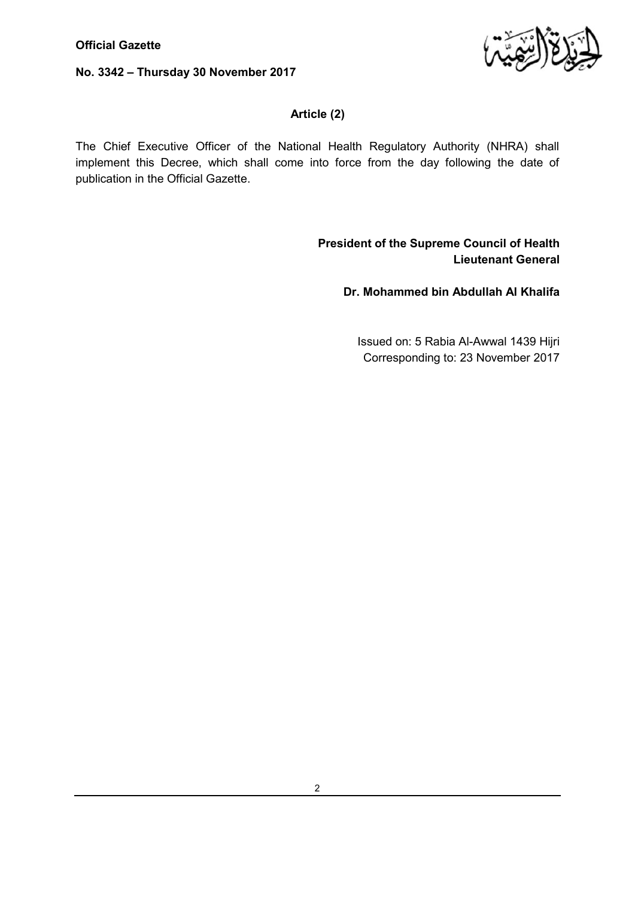## Article (2)

The Chief Executive Officer of the National Health Regulatory Authority (NHRA) shall implement this Decree, which shall come into force from the day following the date of publication in the Official Gazette.

**President of the Supreme Council of Health**
**Lieutenant General**

**Dr. Mohammed bin Abdullah Al Khalifa**

Issued on: 5 Rabia Al-Awwal 1439 Hijri
Corresponding to: 23 November 2017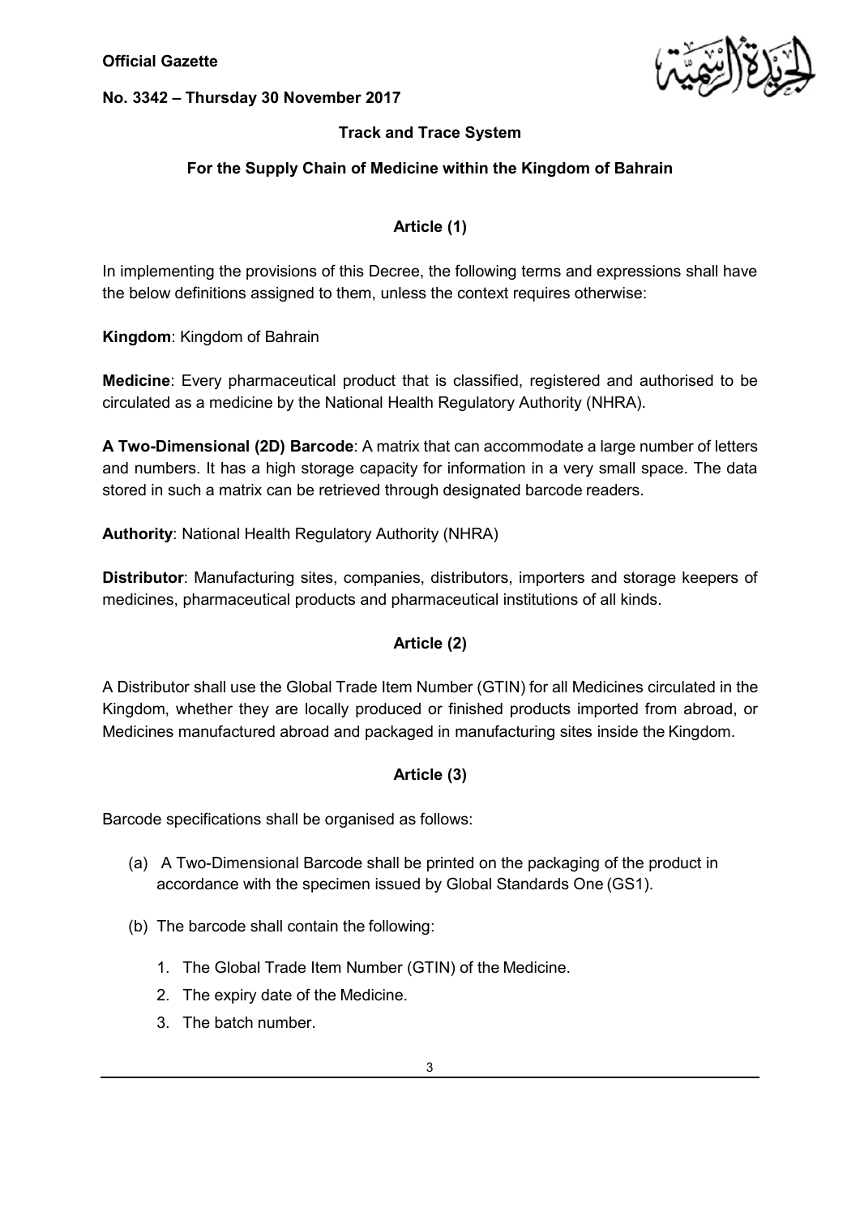## Track and Trace System

## For the Supply Chain of Medicine within the Kingdom of Bahrain

### Article (1)

In implementing the provisions of this Decree, the following terms and expressions shall have the below definitions assigned to them, unless the context requires otherwise:

**Kingdom**: Kingdom of Bahrain

**Medicine**: Every pharmaceutical product that is classified, registered and authorised to be circulated as a medicine by the National Health Regulatory Authority (NHRA).

**A Two-Dimensional (2D) Barcode**: A matrix that can accommodate a large number of letters and numbers. It has a high storage capacity for information in a very small space. The data stored in such a matrix can be retrieved through designated barcode readers.

**Authority**: National Health Regulatory Authority (NHRA)

**Distributor**: Manufacturing sites, companies, distributors, importers and storage keepers of medicines, pharmaceutical products and pharmaceutical institutions of all kinds.

### Article (2)

A Distributor shall use the Global Trade Item Number (GTIN) for all Medicines circulated in the Kingdom, whether they are locally produced or finished products imported from abroad, or Medicines manufactured abroad and packaged in manufacturing sites inside the Kingdom.

### Article (3)

Barcode specifications shall be organised as follows:

(a) A Two-Dimensional Barcode shall be printed on the packaging of the product in accordance with the specimen issued by Global Standards One (GS1).

(b) The barcode shall contain the following:

1. The Global Trade Item Number (GTIN) of the Medicine.
2. The expiry date of the Medicine.
3. The batch number.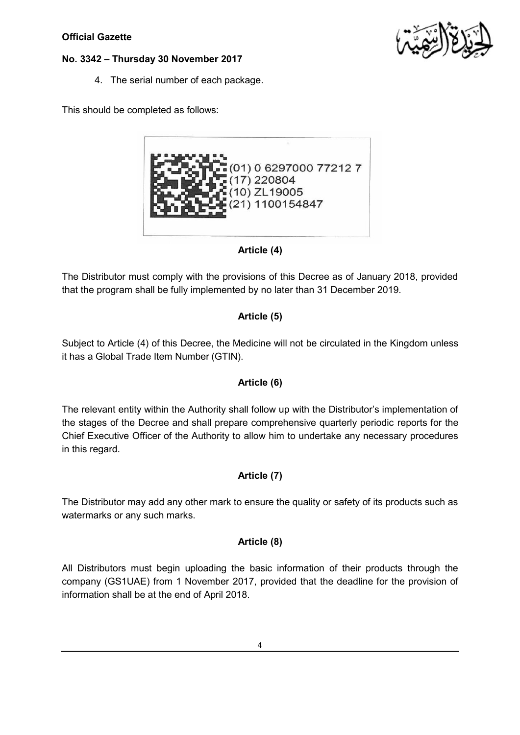4. The serial number of each package.

This should be completed as follows:

(01) 0 6297000 77212 7
(17) 220804
(10) ZL19005
(21) 1100154847

## Article (4)

The Distributor must comply with the provisions of this Decree as of January 2018, provided that the program shall be fully implemented by no later than 31 December 2019.

## Article (5)

Subject to Article (4) of this Decree, the Medicine will not be circulated in the Kingdom unless it has a Global Trade Item Number (GTIN).

## Article (6)

The relevant entity within the Authority shall follow up with the Distributor's implementation of the stages of the Decree and shall prepare comprehensive quarterly periodic reports for the Chief Executive Officer of the Authority to allow him to undertake any necessary procedures in this regard.

## Article (7)

The Distributor may add any other mark to ensure the quality or safety of its products such as watermarks or any such marks.

## Article (8)

All Distributors must begin uploading the basic information of their products through the company (GS1UAE) from 1 November 2017, provided that the deadline for the provision of information shall be at the end of April 2018.